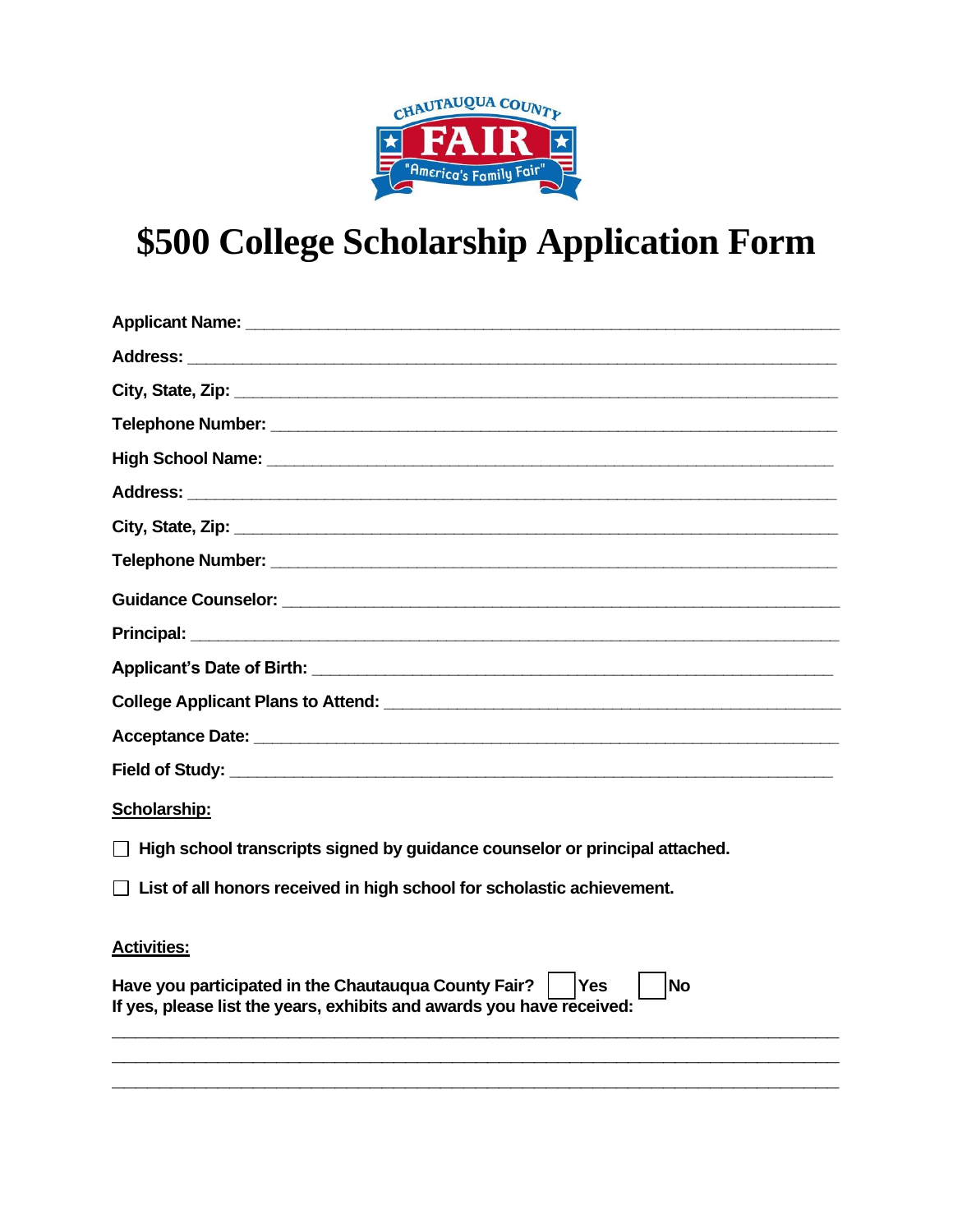CHAUTAUQUA COUNTY FAIR "America's Family Fair"

# $500 College Scholarship Application Form

**Applicant Name:** ___________________________________________________________

**Address:** ___________________________________________________________

**City, State, Zip:** ___________________________________________________________

**Telephone Number:** ___________________________________________________________

**High School Name:** ___________________________________________________________

**Address:** ___________________________________________________________

**City, State, Zip:** ___________________________________________________________

**Telephone Number:** ___________________________________________________________

**Guidance Counselor:** ___________________________________________________________

**Principal:** ___________________________________________________________

**Applicant's Date of Birth:** ___________________________________________________________

**College Applicant Plans to Attend:** ___________________________________________________________

**Acceptance Date:** ___________________________________________________________

**Field of Study:** ___________________________________________________________

**Scholarship:**

- ☐ **High school transcripts signed by guidance counselor or principal attached.**
- ☐ **List of all honors received in high school for scholastic achievement.**

**Activities:**

**Have you participated in the Chautauqua County Fair?** ☐ **Yes** ☐ **No**
**If yes, please list the years, exhibits and awards you have received:**

___________________________________________________________________________
___________________________________________________________________________
___________________________________________________________________________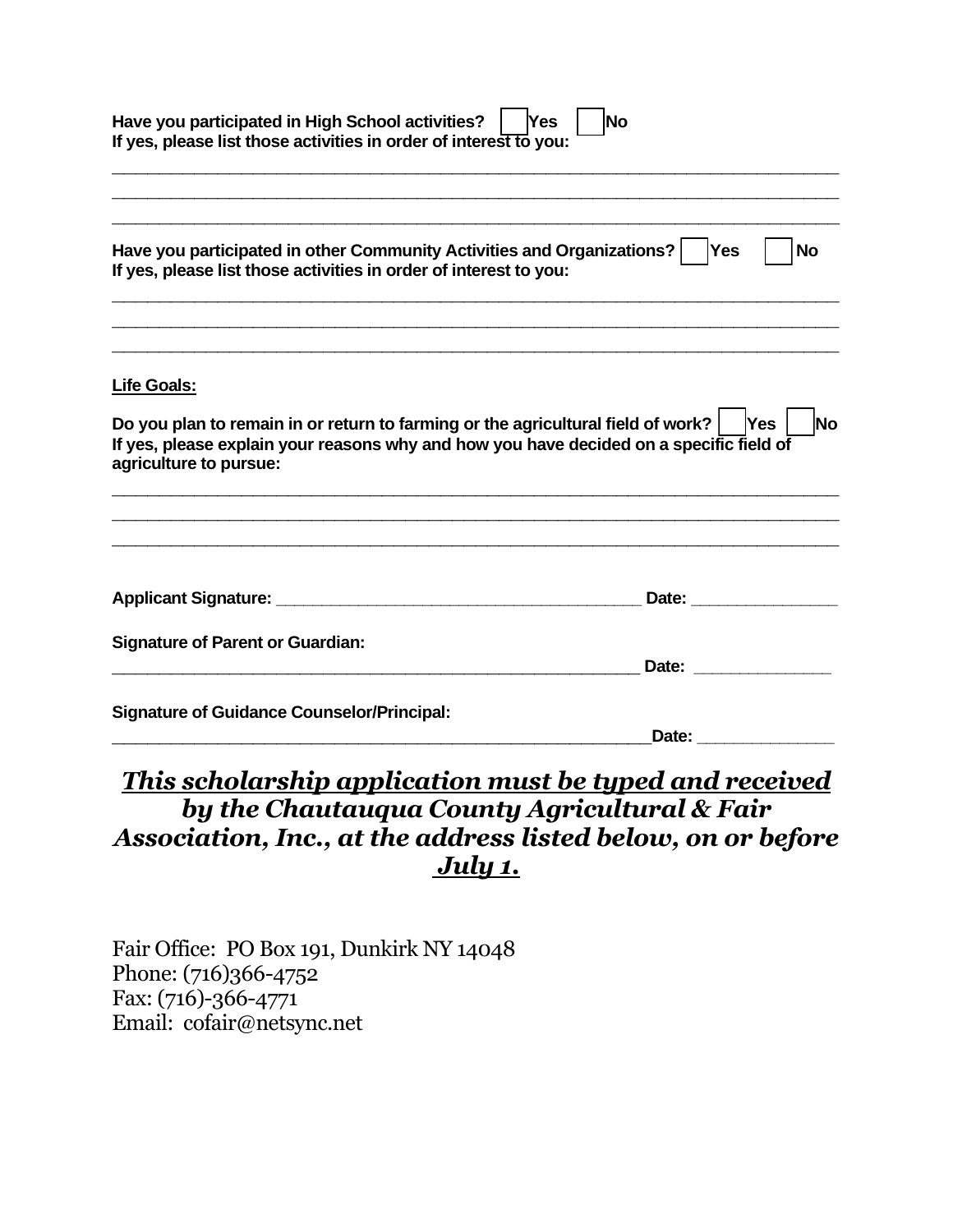**Have you participated in High School activities? ☐ Yes ☐ No**
**If yes, please list those activities in order of interest to you:**

______________________________________________________________________________

______________________________________________________________________________

______________________________________________________________________________

**Have you participated in other Community Activities and Organizations? ☐ Yes ☐ No**
**If yes, please list those activities in order of interest to you:**

______________________________________________________________________________

______________________________________________________________________________

______________________________________________________________________________

**<u>Life Goals:</u>**

**Do you plan to remain in or return to farming or the agricultural field of work? ☐ Yes ☐ No**
**If yes, please explain your reasons why and how you have decided on a specific field of agriculture to pursue:**

______________________________________________________________________________

______________________________________________________________________________

______________________________________________________________________________

**Applicant Signature:** ________________________________________ **Date:** _______________

**Signature of Parent or Guardian:**
________________________________________________________ **Date:** ______________

**Signature of Guidance Counselor/Principal:**
________________________________________________________ **Date:** ______________

***<u>This scholarship application must be typed and received</u> by the Chautauqua County Agricultural & Fair Association, Inc., at the address listed below, on or before <u>July 1.</u>***

Fair Office: PO Box 191, Dunkirk NY 14048
Phone: (716)366-4752
Fax: (716)-366-4771
Email: cofair@netsync.net